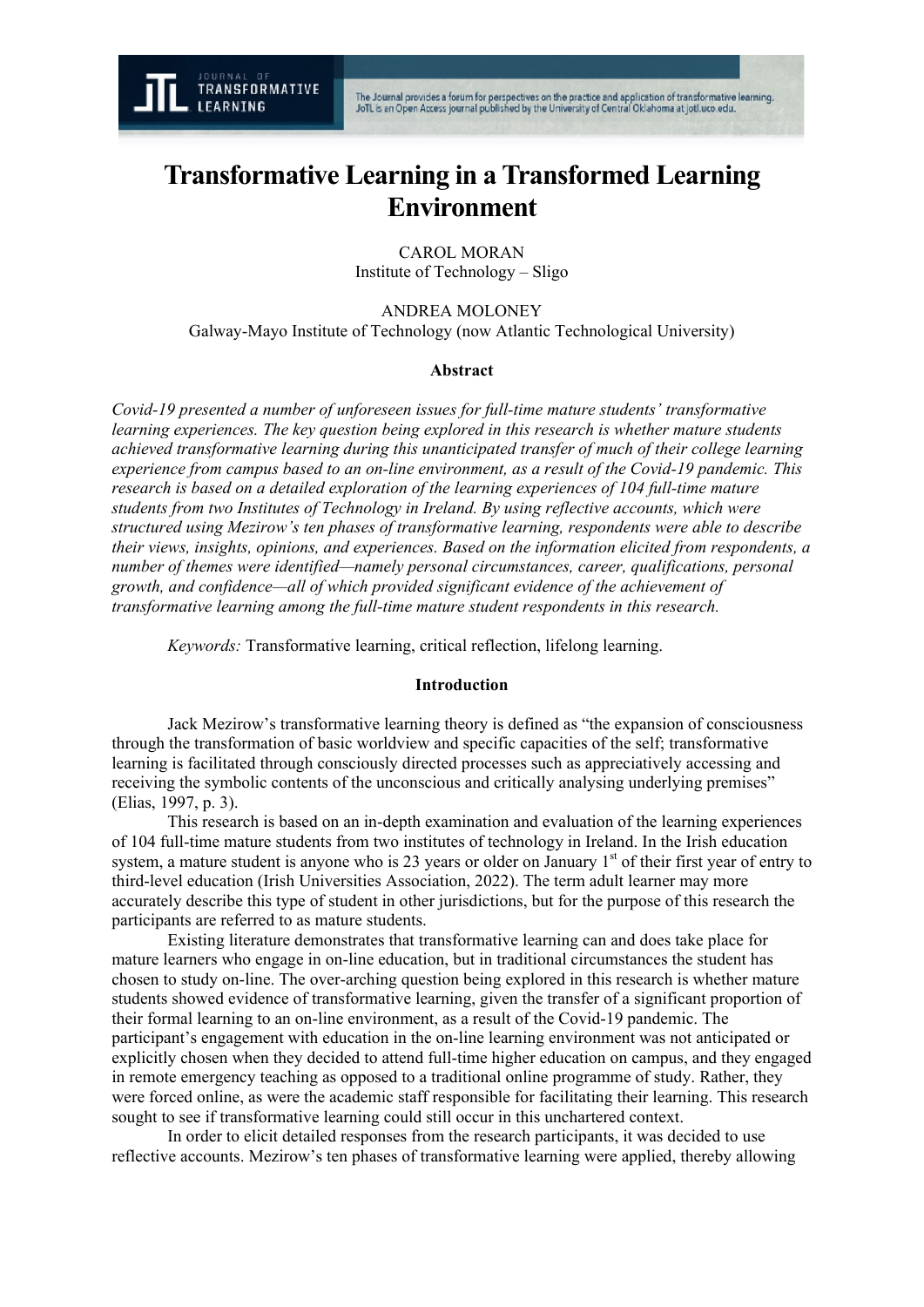# Transformative Learning in a Transformed Learning Environment

CAROL MORAN
Institute of Technology – Sligo

ANDREA MOLONEY
Galway-Mayo Institute of Technology (now Atlantic Technological University)

**Abstract**

*Covid-19 presented a number of unforeseen issues for full-time mature students' transformative learning experiences. The key question being explored in this research is whether mature students achieved transformative learning during this unanticipated transfer of much of their college learning experience from campus based to an on-line environment, as a result of the Covid-19 pandemic. This research is based on a detailed exploration of the learning experiences of 104 full-time mature students from two Institutes of Technology in Ireland. By using reflective accounts, which were structured using Mezirow's ten phases of transformative learning, respondents were able to describe their views, insights, opinions, and experiences. Based on the information elicited from respondents, a number of themes were identified—namely personal circumstances, career, qualifications, personal growth, and confidence—all of which provided significant evidence of the achievement of transformative learning among the full-time mature student respondents in this research.*

*Keywords:* Transformative learning, critical reflection, lifelong learning.

**Introduction**

Jack Mezirow's transformative learning theory is defined as "the expansion of consciousness through the transformation of basic worldview and specific capacities of the self; transformative learning is facilitated through consciously directed processes such as appreciatively accessing and receiving the symbolic contents of the unconscious and critically analysing underlying premises" (Elias, 1997, p. 3).

This research is based on an in-depth examination and evaluation of the learning experiences of 104 full-time mature students from two institutes of technology in Ireland. In the Irish education system, a mature student is anyone who is 23 years or older on January 1st of their first year of entry to third-level education (Irish Universities Association, 2022). The term adult learner may more accurately describe this type of student in other jurisdictions, but for the purpose of this research the participants are referred to as mature students.

Existing literature demonstrates that transformative learning can and does take place for mature learners who engage in on-line education, but in traditional circumstances the student has chosen to study on-line. The over-arching question being explored in this research is whether mature students showed evidence of transformative learning, given the transfer of a significant proportion of their formal learning to an on-line environment, as a result of the Covid-19 pandemic. The participant's engagement with education in the on-line learning environment was not anticipated or explicitly chosen when they decided to attend full-time higher education on campus, and they engaged in remote emergency teaching as opposed to a traditional online programme of study. Rather, they were forced online, as were the academic staff responsible for facilitating their learning. This research sought to see if transformative learning could still occur in this unchartered context.

In order to elicit detailed responses from the research participants, it was decided to use reflective accounts. Mezirow's ten phases of transformative learning were applied, thereby allowing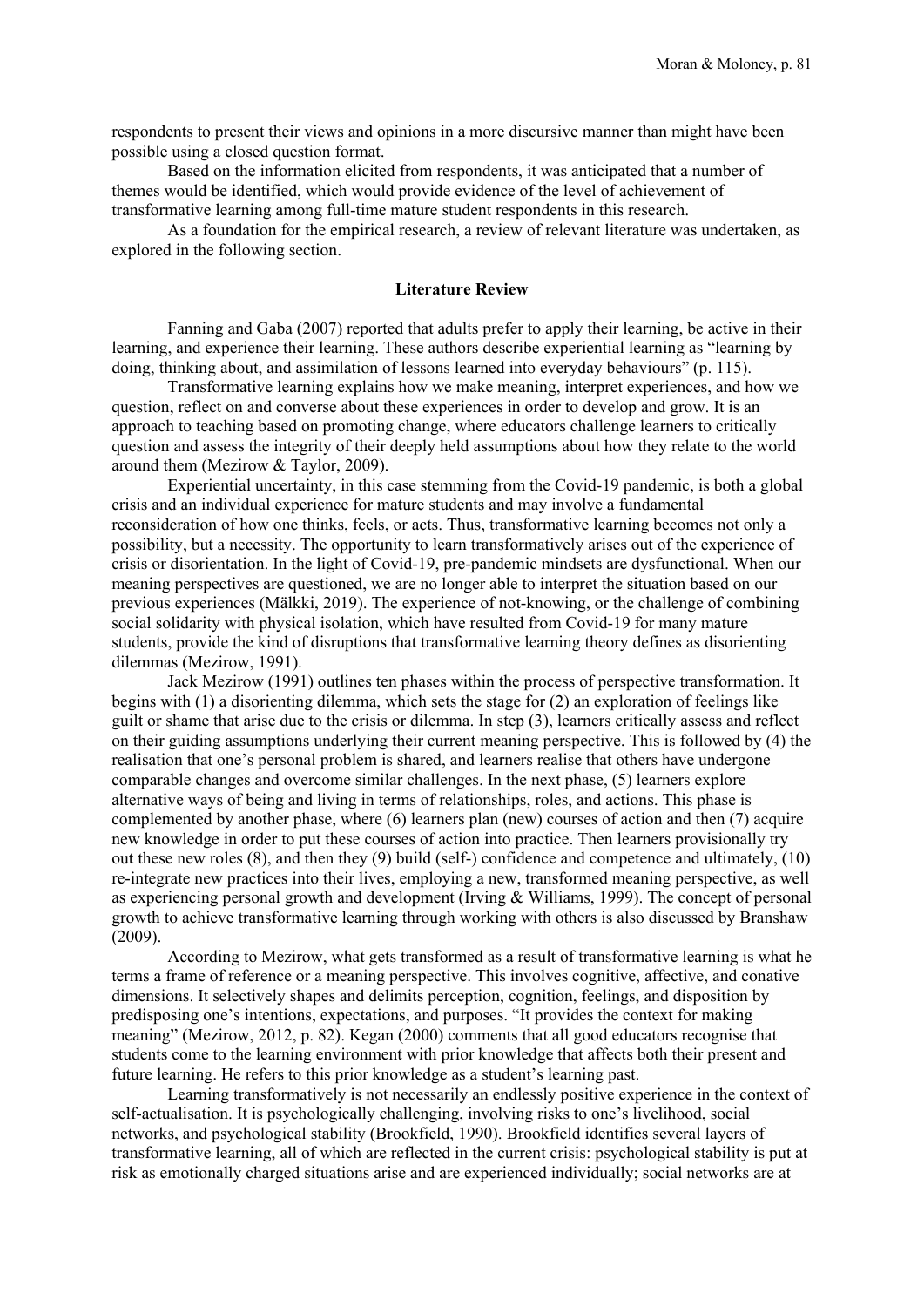respondents to present their views and opinions in a more discursive manner than might have been possible using a closed question format.

Based on the information elicited from respondents, it was anticipated that a number of themes would be identified, which would provide evidence of the level of achievement of transformative learning among full-time mature student respondents in this research.

As a foundation for the empirical research, a review of relevant literature was undertaken, as explored in the following section.

## Literature Review

Fanning and Gaba (2007) reported that adults prefer to apply their learning, be active in their learning, and experience their learning. These authors describe experiential learning as "learning by doing, thinking about, and assimilation of lessons learned into everyday behaviours" (p. 115).

Transformative learning explains how we make meaning, interpret experiences, and how we question, reflect on and converse about these experiences in order to develop and grow. It is an approach to teaching based on promoting change, where educators challenge learners to critically question and assess the integrity of their deeply held assumptions about how they relate to the world around them (Mezirow & Taylor, 2009).

Experiential uncertainty, in this case stemming from the Covid-19 pandemic, is both a global crisis and an individual experience for mature students and may involve a fundamental reconsideration of how one thinks, feels, or acts. Thus, transformative learning becomes not only a possibility, but a necessity. The opportunity to learn transformatively arises out of the experience of crisis or disorientation. In the light of Covid-19, pre-pandemic mindsets are dysfunctional. When our meaning perspectives are questioned, we are no longer able to interpret the situation based on our previous experiences (Mälkki, 2019). The experience of not-knowing, or the challenge of combining social solidarity with physical isolation, which have resulted from Covid-19 for many mature students, provide the kind of disruptions that transformative learning theory defines as disorienting dilemmas (Mezirow, 1991).

Jack Mezirow (1991) outlines ten phases within the process of perspective transformation. It begins with (1) a disorienting dilemma, which sets the stage for (2) an exploration of feelings like guilt or shame that arise due to the crisis or dilemma. In step (3), learners critically assess and reflect on their guiding assumptions underlying their current meaning perspective. This is followed by (4) the realisation that one's personal problem is shared, and learners realise that others have undergone comparable changes and overcome similar challenges. In the next phase, (5) learners explore alternative ways of being and living in terms of relationships, roles, and actions. This phase is complemented by another phase, where (6) learners plan (new) courses of action and then (7) acquire new knowledge in order to put these courses of action into practice. Then learners provisionally try out these new roles (8), and then they (9) build (self-) confidence and competence and ultimately, (10) re-integrate new practices into their lives, employing a new, transformed meaning perspective, as well as experiencing personal growth and development (Irving & Williams, 1999). The concept of personal growth to achieve transformative learning through working with others is also discussed by Branshaw (2009).

According to Mezirow, what gets transformed as a result of transformative learning is what he terms a frame of reference or a meaning perspective. This involves cognitive, affective, and conative dimensions. It selectively shapes and delimits perception, cognition, feelings, and disposition by predisposing one's intentions, expectations, and purposes. "It provides the context for making meaning" (Mezirow, 2012, p. 82). Kegan (2000) comments that all good educators recognise that students come to the learning environment with prior knowledge that affects both their present and future learning. He refers to this prior knowledge as a student's learning past.

Learning transformatively is not necessarily an endlessly positive experience in the context of self-actualisation. It is psychologically challenging, involving risks to one's livelihood, social networks, and psychological stability (Brookfield, 1990). Brookfield identifies several layers of transformative learning, all of which are reflected in the current crisis: psychological stability is put at risk as emotionally charged situations arise and are experienced individually; social networks are at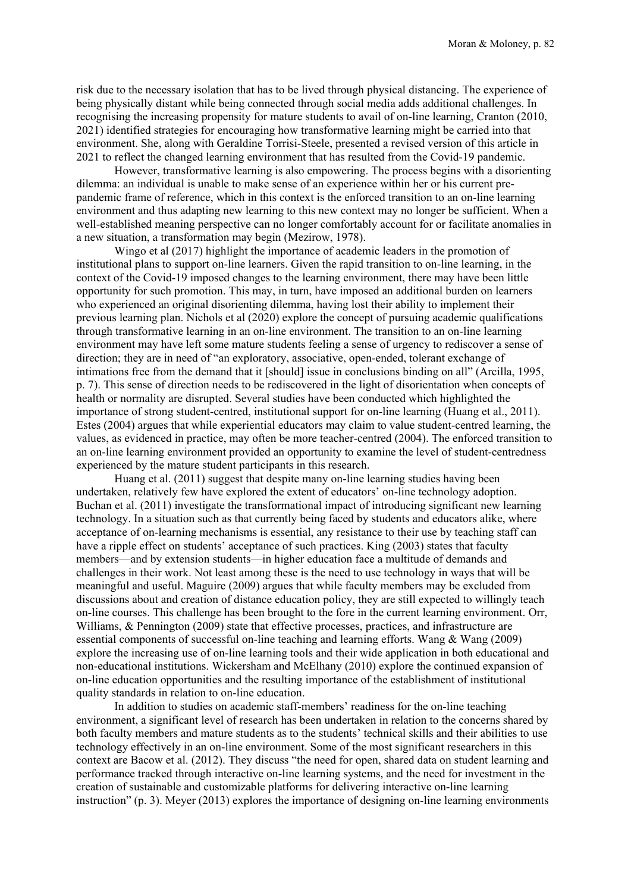risk due to the necessary isolation that has to be lived through physical distancing. The experience of being physically distant while being connected through social media adds additional challenges. In recognising the increasing propensity for mature students to avail of on-line learning, Cranton (2010, 2021) identified strategies for encouraging how transformative learning might be carried into that environment. She, along with Geraldine Torrisi-Steele, presented a revised version of this article in 2021 to reflect the changed learning environment that has resulted from the Covid-19 pandemic.

However, transformative learning is also empowering. The process begins with a disorienting dilemma: an individual is unable to make sense of an experience within her or his current pre-pandemic frame of reference, which in this context is the enforced transition to an on-line learning environment and thus adapting new learning to this new context may no longer be sufficient. When a well-established meaning perspective can no longer comfortably account for or facilitate anomalies in a new situation, a transformation may begin (Mezirow, 1978).

Wingo et al (2017) highlight the importance of academic leaders in the promotion of institutional plans to support on-line learners. Given the rapid transition to on-line learning, in the context of the Covid-19 imposed changes to the learning environment, there may have been little opportunity for such promotion. This may, in turn, have imposed an additional burden on learners who experienced an original disorienting dilemma, having lost their ability to implement their previous learning plan. Nichols et al (2020) explore the concept of pursuing academic qualifications through transformative learning in an on-line environment. The transition to an on-line learning environment may have left some mature students feeling a sense of urgency to rediscover a sense of direction; they are in need of "an exploratory, associative, open-ended, tolerant exchange of intimations free from the demand that it [should] issue in conclusions binding on all" (Arcilla, 1995, p. 7). This sense of direction needs to be rediscovered in the light of disorientation when concepts of health or normality are disrupted. Several studies have been conducted which highlighted the importance of strong student-centred, institutional support for on-line learning (Huang et al., 2011). Estes (2004) argues that while experiential educators may claim to value student-centred learning, the values, as evidenced in practice, may often be more teacher-centred (2004). The enforced transition to an on-line learning environment provided an opportunity to examine the level of student-centredness experienced by the mature student participants in this research.

Huang et al. (2011) suggest that despite many on-line learning studies having been undertaken, relatively few have explored the extent of educators' on-line technology adoption. Buchan et al. (2011) investigate the transformational impact of introducing significant new learning technology. In a situation such as that currently being faced by students and educators alike, where acceptance of on-learning mechanisms is essential, any resistance to their use by teaching staff can have a ripple effect on students' acceptance of such practices. King (2003) states that faculty members—and by extension students—in higher education face a multitude of demands and challenges in their work. Not least among these is the need to use technology in ways that will be meaningful and useful. Maguire (2009) argues that while faculty members may be excluded from discussions about and creation of distance education policy, they are still expected to willingly teach on-line courses. This challenge has been brought to the fore in the current learning environment. Orr, Williams, & Pennington (2009) state that effective processes, practices, and infrastructure are essential components of successful on-line teaching and learning efforts. Wang & Wang (2009) explore the increasing use of on-line learning tools and their wide application in both educational and non-educational institutions. Wickersham and McElhany (2010) explore the continued expansion of on-line education opportunities and the resulting importance of the establishment of institutional quality standards in relation to on-line education.

In addition to studies on academic staff-members' readiness for the on-line teaching environment, a significant level of research has been undertaken in relation to the concerns shared by both faculty members and mature students as to the students' technical skills and their abilities to use technology effectively in an on-line environment. Some of the most significant researchers in this context are Bacow et al. (2012). They discuss "the need for open, shared data on student learning and performance tracked through interactive on-line learning systems, and the need for investment in the creation of sustainable and customizable platforms for delivering interactive on-line learning instruction" (p. 3). Meyer (2013) explores the importance of designing on-line learning environments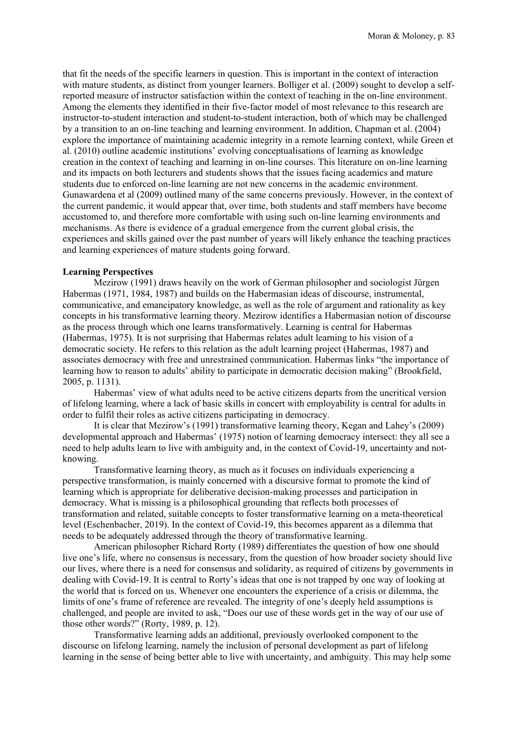that fit the needs of the specific learners in question. This is important in the context of interaction with mature students, as distinct from younger learners. Bolliger et al. (2009) sought to develop a self-reported measure of instructor satisfaction within the context of teaching in the on-line environment. Among the elements they identified in their five-factor model of most relevance to this research are instructor-to-student interaction and student-to-student interaction, both of which may be challenged by a transition to an on-line teaching and learning environment. In addition, Chapman et al. (2004) explore the importance of maintaining academic integrity in a remote learning context, while Green et al. (2010) outline academic institutions' evolving conceptualisations of learning as knowledge creation in the context of teaching and learning in on-line courses. This literature on on-line learning and its impacts on both lecturers and students shows that the issues facing academics and mature students due to enforced on-line learning are not new concerns in the academic environment. Gunawardena et al (2009) outlined many of the same concerns previously. However, in the context of the current pandemic, it would appear that, over time, both students and staff members have become accustomed to, and therefore more comfortable with using such on-line learning environments and mechanisms. As there is evidence of a gradual emergence from the current global crisis, the experiences and skills gained over the past number of years will likely enhance the teaching practices and learning experiences of mature students going forward.

**Learning Perspectives**

Mezirow (1991) draws heavily on the work of German philosopher and sociologist Jürgen Habermas (1971, 1984, 1987) and builds on the Habermasian ideas of discourse, instrumental, communicative, and emancipatory knowledge, as well as the role of argument and rationality as key concepts in his transformative learning theory. Mezirow identifies a Habermasian notion of discourse as the process through which one learns transformatively. Learning is central for Habermas (Habermas, 1975). It is not surprising that Habermas relates adult learning to his vision of a democratic society. He refers to this relation as the adult learning project (Habermas, 1987) and associates democracy with free and unrestrained communication. Habermas links "the importance of learning how to reason to adults' ability to participate in democratic decision making" (Brookfield, 2005, p. 1131).

Habermas' view of what adults need to be active citizens departs from the uncritical version of lifelong learning, where a lack of basic skills in concert with employability is central for adults in order to fulfil their roles as active citizens participating in democracy.

It is clear that Mezirow's (1991) transformative learning theory, Kegan and Lahey's (2009) developmental approach and Habermas' (1975) notion of learning democracy intersect: they all see a need to help adults learn to live with ambiguity and, in the context of Covid-19, uncertainty and not-knowing.

Transformative learning theory, as much as it focuses on individuals experiencing a perspective transformation, is mainly concerned with a discursive format to promote the kind of learning which is appropriate for deliberative decision-making processes and participation in democracy. What is missing is a philosophical grounding that reflects both processes of transformation and related, suitable concepts to foster transformative learning on a meta-theoretical level (Eschenbacher, 2019). In the context of Covid-19, this becomes apparent as a dilemma that needs to be adequately addressed through the theory of transformative learning.

American philosopher Richard Rorty (1989) differentiates the question of how one should live one's life, where no consensus is necessary, from the question of how broader society should live our lives, where there is a need for consensus and solidarity, as required of citizens by governments in dealing with Covid-19. It is central to Rorty's ideas that one is not trapped by one way of looking at the world that is forced on us. Whenever one encounters the experience of a crisis or dilemma, the limits of one's frame of reference are revealed. The integrity of one's deeply held assumptions is challenged, and people are invited to ask, "Does our use of these words get in the way of our use of those other words?" (Rorty, 1989, p. 12).

Transformative learning adds an additional, previously overlooked component to the discourse on lifelong learning, namely the inclusion of personal development as part of lifelong learning in the sense of being better able to live with uncertainty, and ambiguity. This may help some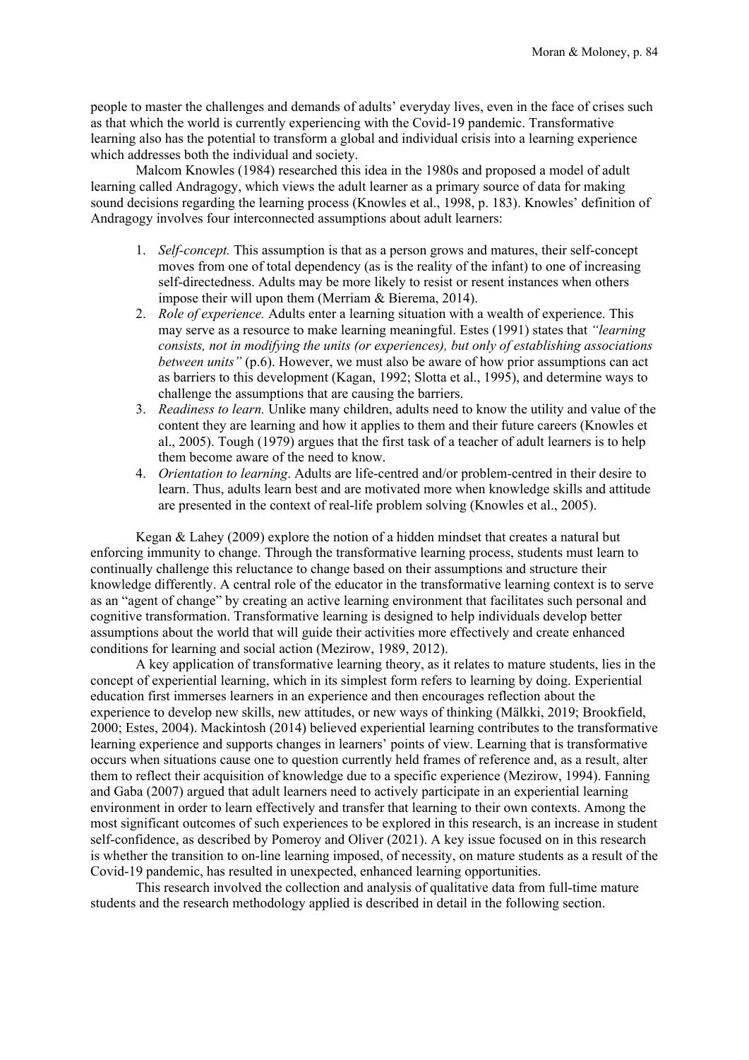people to master the challenges and demands of adults' everyday lives, even in the face of crises such as that which the world is currently experiencing with the Covid-19 pandemic. Transformative learning also has the potential to transform a global and individual crisis into a learning experience which addresses both the individual and society.

Malcom Knowles (1984) researched this idea in the 1980s and proposed a model of adult learning called Andragogy, which views the adult learner as a primary source of data for making sound decisions regarding the learning process (Knowles et al., 1998, p. 183). Knowles' definition of Andragogy involves four interconnected assumptions about adult learners:

1. *Self-concept.* This assumption is that as a person grows and matures, their self-concept moves from one of total dependency (as is the reality of the infant) to one of increasing self-directedness. Adults may be more likely to resist or resent instances when others impose their will upon them (Merriam & Bierema, 2014).
2. *Role of experience.* Adults enter a learning situation with a wealth of experience. This may serve as a resource to make learning meaningful. Estes (1991) states that *"learning consists, not in modifying the units (or experiences), but only of establishing associations between units"* (p.6). However, we must also be aware of how prior assumptions can act as barriers to this development (Kagan, 1992; Slotta et al., 1995), and determine ways to challenge the assumptions that are causing the barriers.
3. *Readiness to learn.* Unlike many children, adults need to know the utility and value of the content they are learning and how it applies to them and their future careers (Knowles et al., 2005). Tough (1979) argues that the first task of a teacher of adult learners is to help them become aware of the need to know.
4. *Orientation to learning*. Adults are life-centred and/or problem-centred in their desire to learn. Thus, adults learn best and are motivated more when knowledge skills and attitude are presented in the context of real-life problem solving (Knowles et al., 2005).

Kegan & Lahey (2009) explore the notion of a hidden mindset that creates a natural but enforcing immunity to change. Through the transformative learning process, students must learn to continually challenge this reluctance to change based on their assumptions and structure their knowledge differently. A central role of the educator in the transformative learning context is to serve as an "agent of change" by creating an active learning environment that facilitates such personal and cognitive transformation. Transformative learning is designed to help individuals develop better assumptions about the world that will guide their activities more effectively and create enhanced conditions for learning and social action (Mezirow, 1989, 2012).

A key application of transformative learning theory, as it relates to mature students, lies in the concept of experiential learning, which in its simplest form refers to learning by doing. Experiential education first immerses learners in an experience and then encourages reflection about the experience to develop new skills, new attitudes, or new ways of thinking (Mälkki, 2019; Brookfield, 2000; Estes, 2004). Mackintosh (2014) believed experiential learning contributes to the transformative learning experience and supports changes in learners' points of view. Learning that is transformative occurs when situations cause one to question currently held frames of reference and, as a result, alter them to reflect their acquisition of knowledge due to a specific experience (Mezirow, 1994). Fanning and Gaba (2007) argued that adult learners need to actively participate in an experiential learning environment in order to learn effectively and transfer that learning to their own contexts. Among the most significant outcomes of such experiences to be explored in this research, is an increase in student self-confidence, as described by Pomeroy and Oliver (2021). A key issue focused on in this research is whether the transition to on-line learning imposed, of necessity, on mature students as a result of the Covid-19 pandemic, has resulted in unexpected, enhanced learning opportunities.

This research involved the collection and analysis of qualitative data from full-time mature students and the research methodology applied is described in detail in the following section.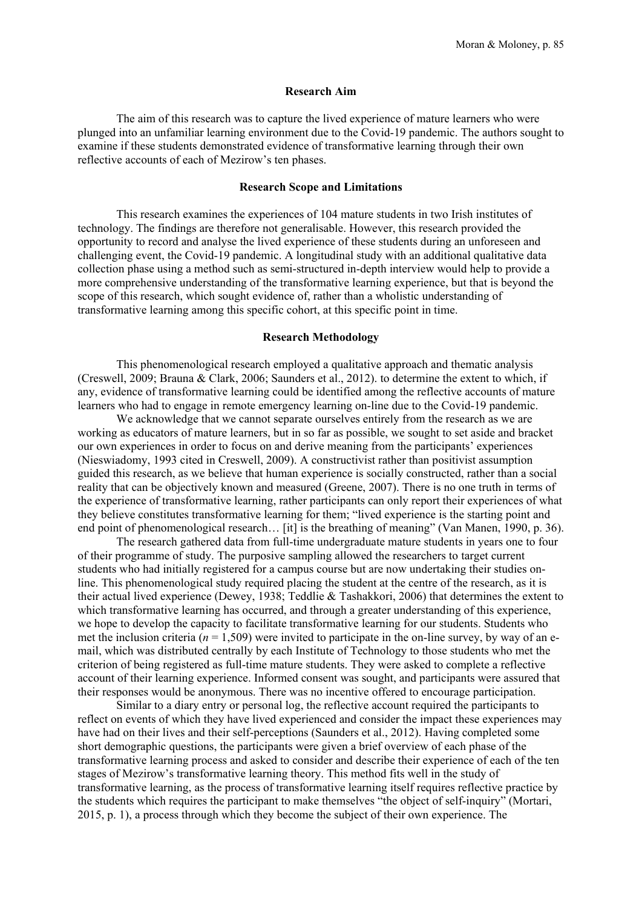## Research Aim

The aim of this research was to capture the lived experience of mature learners who were plunged into an unfamiliar learning environment due to the Covid-19 pandemic. The authors sought to examine if these students demonstrated evidence of transformative learning through their own reflective accounts of each of Mezirow's ten phases.

## Research Scope and Limitations

This research examines the experiences of 104 mature students in two Irish institutes of technology. The findings are therefore not generalisable. However, this research provided the opportunity to record and analyse the lived experience of these students during an unforeseen and challenging event, the Covid-19 pandemic. A longitudinal study with an additional qualitative data collection phase using a method such as semi-structured in-depth interview would help to provide a more comprehensive understanding of the transformative learning experience, but that is beyond the scope of this research, which sought evidence of, rather than a wholistic understanding of transformative learning among this specific cohort, at this specific point in time.

## Research Methodology

This phenomenological research employed a qualitative approach and thematic analysis (Creswell, 2009; Brauna & Clark, 2006; Saunders et al., 2012). to determine the extent to which, if any, evidence of transformative learning could be identified among the reflective accounts of mature learners who had to engage in remote emergency learning on-line due to the Covid-19 pandemic.

We acknowledge that we cannot separate ourselves entirely from the research as we are working as educators of mature learners, but in so far as possible, we sought to set aside and bracket our own experiences in order to focus on and derive meaning from the participants' experiences (Nieswiadomy, 1993 cited in Creswell, 2009). A constructivist rather than positivist assumption guided this research, as we believe that human experience is socially constructed, rather than a social reality that can be objectively known and measured (Greene, 2007). There is no one truth in terms of the experience of transformative learning, rather participants can only report their experiences of what they believe constitutes transformative learning for them; "lived experience is the starting point and end point of phenomenological research… [it] is the breathing of meaning" (Van Manen, 1990, p. 36).

The research gathered data from full-time undergraduate mature students in years one to four of their programme of study. The purposive sampling allowed the researchers to target current students who had initially registered for a campus course but are now undertaking their studies on-line. This phenomenological study required placing the student at the centre of the research, as it is their actual lived experience (Dewey, 1938; Teddlie & Tashakkori, 2006) that determines the extent to which transformative learning has occurred, and through a greater understanding of this experience, we hope to develop the capacity to facilitate transformative learning for our students. Students who met the inclusion criteria ($n$ = 1,509) were invited to participate in the on-line survey, by way of an e-mail, which was distributed centrally by each Institute of Technology to those students who met the criterion of being registered as full-time mature students. They were asked to complete a reflective account of their learning experience. Informed consent was sought, and participants were assured that their responses would be anonymous. There was no incentive offered to encourage participation.

Similar to a diary entry or personal log, the reflective account required the participants to reflect on events of which they have lived experienced and consider the impact these experiences may have had on their lives and their self-perceptions (Saunders et al., 2012). Having completed some short demographic questions, the participants were given a brief overview of each phase of the transformative learning process and asked to consider and describe their experience of each of the ten stages of Mezirow's transformative learning theory. This method fits well in the study of transformative learning, as the process of transformative learning itself requires reflective practice by the students which requires the participant to make themselves "the object of self-inquiry" (Mortari, 2015, p. 1), a process through which they become the subject of their own experience. The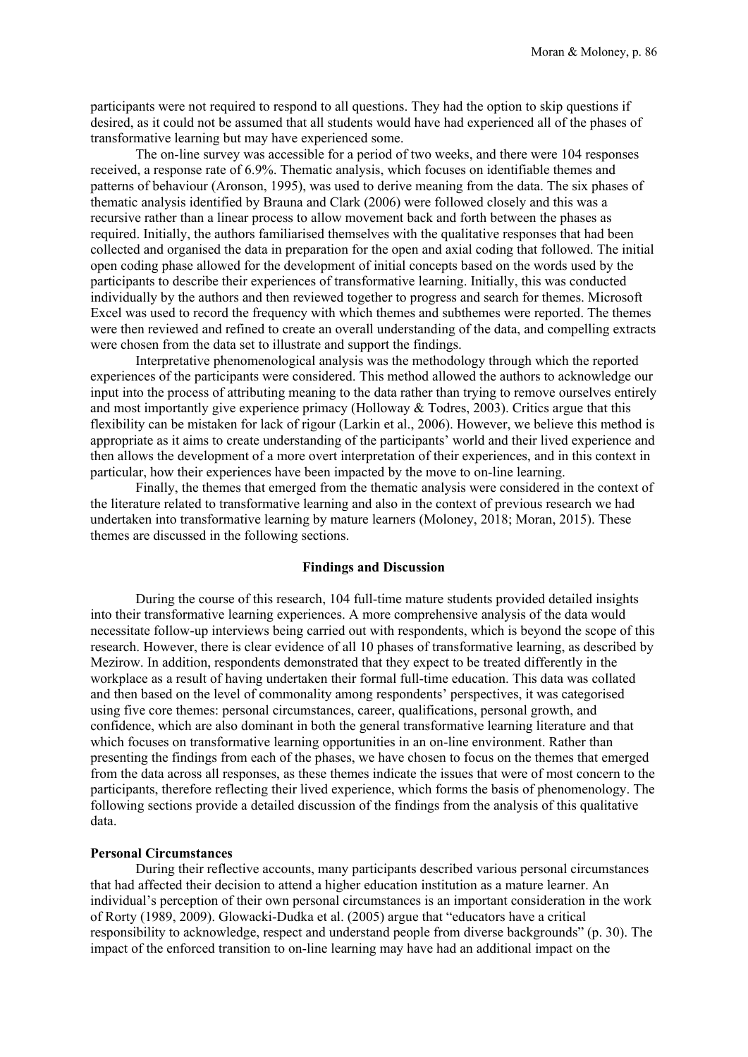participants were not required to respond to all questions. They had the option to skip questions if desired, as it could not be assumed that all students would have had experienced all of the phases of transformative learning but may have experienced some.

The on-line survey was accessible for a period of two weeks, and there were 104 responses received, a response rate of 6.9%. Thematic analysis, which focuses on identifiable themes and patterns of behaviour (Aronson, 1995), was used to derive meaning from the data. The six phases of thematic analysis identified by Brauna and Clark (2006) were followed closely and this was a recursive rather than a linear process to allow movement back and forth between the phases as required. Initially, the authors familiarised themselves with the qualitative responses that had been collected and organised the data in preparation for the open and axial coding that followed. The initial open coding phase allowed for the development of initial concepts based on the words used by the participants to describe their experiences of transformative learning. Initially, this was conducted individually by the authors and then reviewed together to progress and search for themes. Microsoft Excel was used to record the frequency with which themes and subthemes were reported. The themes were then reviewed and refined to create an overall understanding of the data, and compelling extracts were chosen from the data set to illustrate and support the findings.

Interpretative phenomenological analysis was the methodology through which the reported experiences of the participants were considered. This method allowed the authors to acknowledge our input into the process of attributing meaning to the data rather than trying to remove ourselves entirely and most importantly give experience primacy (Holloway & Todres, 2003). Critics argue that this flexibility can be mistaken for lack of rigour (Larkin et al., 2006). However, we believe this method is appropriate as it aims to create understanding of the participants' world and their lived experience and then allows the development of a more overt interpretation of their experiences, and in this context in particular, how their experiences have been impacted by the move to on-line learning.

Finally, the themes that emerged from the thematic analysis were considered in the context of the literature related to transformative learning and also in the context of previous research we had undertaken into transformative learning by mature learners (Moloney, 2018; Moran, 2015). These themes are discussed in the following sections.

## Findings and Discussion

During the course of this research, 104 full-time mature students provided detailed insights into their transformative learning experiences. A more comprehensive analysis of the data would necessitate follow-up interviews being carried out with respondents, which is beyond the scope of this research. However, there is clear evidence of all 10 phases of transformative learning, as described by Mezirow. In addition, respondents demonstrated that they expect to be treated differently in the workplace as a result of having undertaken their formal full-time education. This data was collated and then based on the level of commonality among respondents' perspectives, it was categorised using five core themes: personal circumstances, career, qualifications, personal growth, and confidence, which are also dominant in both the general transformative learning literature and that which focuses on transformative learning opportunities in an on-line environment. Rather than presenting the findings from each of the phases, we have chosen to focus on the themes that emerged from the data across all responses, as these themes indicate the issues that were of most concern to the participants, therefore reflecting their lived experience, which forms the basis of phenomenology. The following sections provide a detailed discussion of the findings from the analysis of this qualitative data.

### Personal Circumstances

During their reflective accounts, many participants described various personal circumstances that had affected their decision to attend a higher education institution as a mature learner. An individual's perception of their own personal circumstances is an important consideration in the work of Rorty (1989, 2009). Glowacki-Dudka et al. (2005) argue that "educators have a critical responsibility to acknowledge, respect and understand people from diverse backgrounds" (p. 30). The impact of the enforced transition to on-line learning may have had an additional impact on the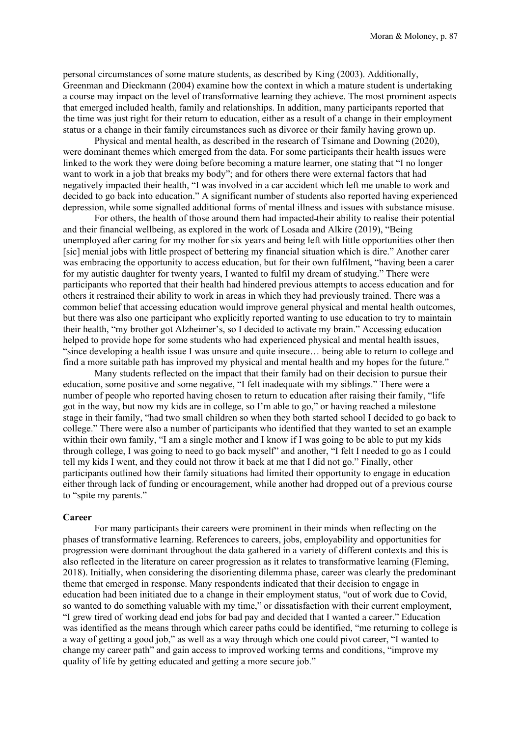personal circumstances of some mature students, as described by King (2003). Additionally, Greenman and Dieckmann (2004) examine how the context in which a mature student is undertaking a course may impact on the level of transformative learning they achieve. The most prominent aspects that emerged included health, family and relationships. In addition, many participants reported that the time was just right for their return to education, either as a result of a change in their employment status or a change in their family circumstances such as divorce or their family having grown up.

Physical and mental health, as described in the research of Tsimane and Downing (2020), were dominant themes which emerged from the data. For some participants their health issues were linked to the work they were doing before becoming a mature learner, one stating that "I no longer want to work in a job that breaks my body"; and for others there were external factors that had negatively impacted their health, "I was involved in a car accident which left me unable to work and decided to go back into education." A significant number of students also reported having experienced depression, while some signalled additional forms of mental illness and issues with substance misuse.

For others, the health of those around them had impacted their ability to realise their potential and their financial wellbeing, as explored in the work of Losada and Alkire (2019), "Being unemployed after caring for my mother for six years and being left with little opportunities other then [sic] menial jobs with little prospect of bettering my financial situation which is dire." Another carer was embracing the opportunity to access education, but for their own fulfilment, "having been a carer for my autistic daughter for twenty years, I wanted to fulfil my dream of studying." There were participants who reported that their health had hindered previous attempts to access education and for others it restrained their ability to work in areas in which they had previously trained. There was a common belief that accessing education would improve general physical and mental health outcomes, but there was also one participant who explicitly reported wanting to use education to try to maintain their health, "my brother got Alzheimer's, so I decided to activate my brain." Accessing education helped to provide hope for some students who had experienced physical and mental health issues, "since developing a health issue I was unsure and quite insecure… being able to return to college and find a more suitable path has improved my physical and mental health and my hopes for the future."

Many students reflected on the impact that their family had on their decision to pursue their education, some positive and some negative, "I felt inadequate with my siblings." There were a number of people who reported having chosen to return to education after raising their family, "life got in the way, but now my kids are in college, so I'm able to go," or having reached a milestone stage in their family, "had two small children so when they both started school I decided to go back to college." There were also a number of participants who identified that they wanted to set an example within their own family, "I am a single mother and I know if I was going to be able to put my kids through college, I was going to need to go back myself" and another, "I felt I needed to go as I could tell my kids I went, and they could not throw it back at me that I did not go." Finally, other participants outlined how their family situations had limited their opportunity to engage in education either through lack of funding or encouragement, while another had dropped out of a previous course to "spite my parents."

**Career**

For many participants their careers were prominent in their minds when reflecting on the phases of transformative learning. References to careers, jobs, employability and opportunities for progression were dominant throughout the data gathered in a variety of different contexts and this is also reflected in the literature on career progression as it relates to transformative learning (Fleming, 2018). Initially, when considering the disorienting dilemma phase, career was clearly the predominant theme that emerged in response. Many respondents indicated that their decision to engage in education had been initiated due to a change in their employment status, "out of work due to Covid, so wanted to do something valuable with my time," or dissatisfaction with their current employment, "I grew tired of working dead end jobs for bad pay and decided that I wanted a career." Education was identified as the means through which career paths could be identified, "me returning to college is a way of getting a good job," as well as a way through which one could pivot career, "I wanted to change my career path" and gain access to improved working terms and conditions, "improve my quality of life by getting educated and getting a more secure job."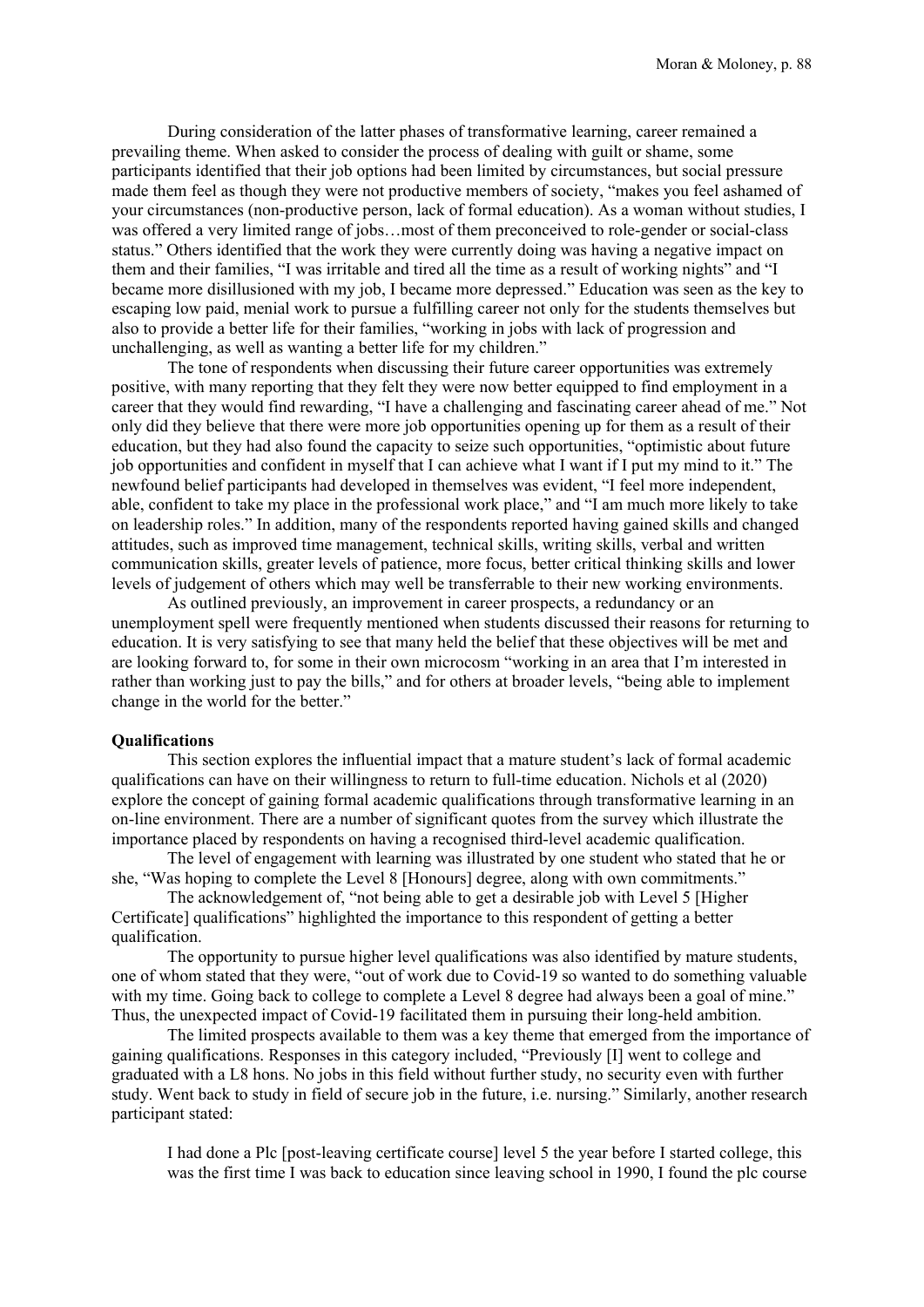During consideration of the latter phases of transformative learning, career remained a prevailing theme. When asked to consider the process of dealing with guilt or shame, some participants identified that their job options had been limited by circumstances, but social pressure made them feel as though they were not productive members of society, "makes you feel ashamed of your circumstances (non-productive person, lack of formal education). As a woman without studies, I was offered a very limited range of jobs…most of them preconceived to role-gender or social-class status." Others identified that the work they were currently doing was having a negative impact on them and their families, "I was irritable and tired all the time as a result of working nights" and "I became more disillusioned with my job, I became more depressed." Education was seen as the key to escaping low paid, menial work to pursue a fulfilling career not only for the students themselves but also to provide a better life for their families, "working in jobs with lack of progression and unchallenging, as well as wanting a better life for my children."

The tone of respondents when discussing their future career opportunities was extremely positive, with many reporting that they felt they were now better equipped to find employment in a career that they would find rewarding, "I have a challenging and fascinating career ahead of me." Not only did they believe that there were more job opportunities opening up for them as a result of their education, but they had also found the capacity to seize such opportunities, "optimistic about future job opportunities and confident in myself that I can achieve what I want if I put my mind to it." The newfound belief participants had developed in themselves was evident, "I feel more independent, able, confident to take my place in the professional work place," and "I am much more likely to take on leadership roles." In addition, many of the respondents reported having gained skills and changed attitudes, such as improved time management, technical skills, writing skills, verbal and written communication skills, greater levels of patience, more focus, better critical thinking skills and lower levels of judgement of others which may well be transferrable to their new working environments.

As outlined previously, an improvement in career prospects, a redundancy or an unemployment spell were frequently mentioned when students discussed their reasons for returning to education. It is very satisfying to see that many held the belief that these objectives will be met and are looking forward to, for some in their own microcosm "working in an area that I'm interested in rather than working just to pay the bills," and for others at broader levels, "being able to implement change in the world for the better."

**Qualifications**

This section explores the influential impact that a mature student's lack of formal academic qualifications can have on their willingness to return to full-time education. Nichols et al (2020) explore the concept of gaining formal academic qualifications through transformative learning in an on-line environment. There are a number of significant quotes from the survey which illustrate the importance placed by respondents on having a recognised third-level academic qualification.

The level of engagement with learning was illustrated by one student who stated that he or she, "Was hoping to complete the Level 8 [Honours] degree, along with own commitments."

The acknowledgement of, "not being able to get a desirable job with Level 5 [Higher Certificate] qualifications" highlighted the importance to this respondent of getting a better qualification.

The opportunity to pursue higher level qualifications was also identified by mature students, one of whom stated that they were, "out of work due to Covid-19 so wanted to do something valuable with my time. Going back to college to complete a Level 8 degree had always been a goal of mine." Thus, the unexpected impact of Covid-19 facilitated them in pursuing their long-held ambition.

The limited prospects available to them was a key theme that emerged from the importance of gaining qualifications. Responses in this category included, "Previously [I] went to college and graduated with a L8 hons. No jobs in this field without further study, no security even with further study. Went back to study in field of secure job in the future, i.e. nursing." Similarly, another research participant stated:

> I had done a Plc [post-leaving certificate course] level 5 the year before I started college, this was the first time I was back to education since leaving school in 1990, I found the plc course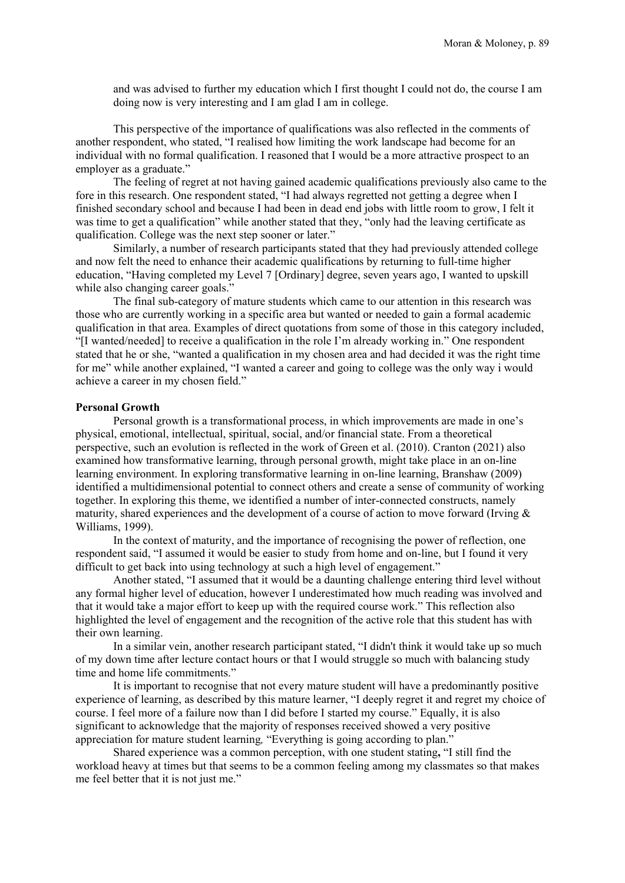> and was advised to further my education which I first thought I could not do, the course I am doing now is very interesting and I am glad I am in college.

This perspective of the importance of qualifications was also reflected in the comments of another respondent, who stated, "I realised how limiting the work landscape had become for an individual with no formal qualification. I reasoned that I would be a more attractive prospect to an employer as a graduate."

The feeling of regret at not having gained academic qualifications previously also came to the fore in this research. One respondent stated, "I had always regretted not getting a degree when I finished secondary school and because I had been in dead end jobs with little room to grow, I felt it was time to get a qualification" while another stated that they, "only had the leaving certificate as qualification. College was the next step sooner or later."

Similarly, a number of research participants stated that they had previously attended college and now felt the need to enhance their academic qualifications by returning to full-time higher education, "Having completed my Level 7 [Ordinary] degree, seven years ago, I wanted to upskill while also changing career goals."

The final sub-category of mature students which came to our attention in this research was those who are currently working in a specific area but wanted or needed to gain a formal academic qualification in that area. Examples of direct quotations from some of those in this category included, "[I wanted/needed] to receive a qualification in the role I'm already working in." One respondent stated that he or she, "wanted a qualification in my chosen area and had decided it was the right time for me" while another explained, "I wanted a career and going to college was the only way i would achieve a career in my chosen field."

**Personal Growth**

Personal growth is a transformational process, in which improvements are made in one's physical, emotional, intellectual, spiritual, social, and/or financial state. From a theoretical perspective, such an evolution is reflected in the work of Green et al. (2010). Cranton (2021) also examined how transformative learning, through personal growth, might take place in an on-line learning environment. In exploring transformative learning in on-line learning, Branshaw (2009) identified a multidimensional potential to connect others and create a sense of community of working together. In exploring this theme, we identified a number of inter-connected constructs, namely maturity, shared experiences and the development of a course of action to move forward (Irving & Williams, 1999).

In the context of maturity, and the importance of recognising the power of reflection, one respondent said, "I assumed it would be easier to study from home and on-line, but I found it very difficult to get back into using technology at such a high level of engagement."

Another stated, "I assumed that it would be a daunting challenge entering third level without any formal higher level of education, however I underestimated how much reading was involved and that it would take a major effort to keep up with the required course work." This reflection also highlighted the level of engagement and the recognition of the active role that this student has with their own learning.

In a similar vein, another research participant stated, "I didn't think it would take up so much of my down time after lecture contact hours or that I would struggle so much with balancing study time and home life commitments."

It is important to recognise that not every mature student will have a predominantly positive experience of learning, as described by this mature learner, "I deeply regret it and regret my choice of course. I feel more of a failure now than I did before I started my course." Equally, it is also significant to acknowledge that the majority of responses received showed a very positive appreciation for mature student learning*,* "Everything is going according to plan."

Shared experience was a common perception, with one student stating**,** "I still find the workload heavy at times but that seems to be a common feeling among my classmates so that makes me feel better that it is not just me."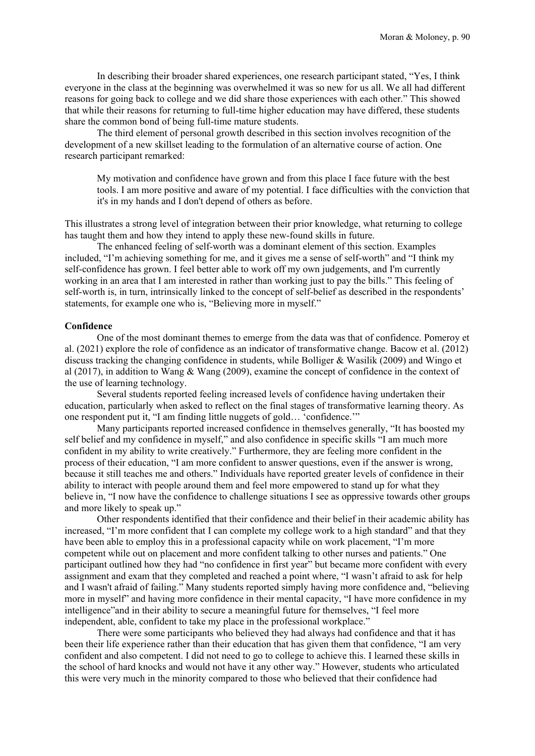In describing their broader shared experiences, one research participant stated, “Yes, I think everyone in the class at the beginning was overwhelmed it was so new for us all. We all had different reasons for going back to college and we did share those experiences with each other.” This showed that while their reasons for returning to full-time higher education may have differed, these students share the common bond of being full-time mature students.

The third element of personal growth described in this section involves recognition of the development of a new skillset leading to the formulation of an alternative course of action. One research participant remarked:

> My motivation and confidence have grown and from this place I face future with the best tools. I am more positive and aware of my potential. I face difficulties with the conviction that it's in my hands and I don't depend of others as before.

This illustrates a strong level of integration between their prior knowledge, what returning to college has taught them and how they intend to apply these new-found skills in future.

The enhanced feeling of self-worth was a dominant element of this section. Examples included, “I’m achieving something for me, and it gives me a sense of self-worth” and “I think my self-confidence has grown. I feel better able to work off my own judgements, and I'm currently working in an area that I am interested in rather than working just to pay the bills.” This feeling of self-worth is, in turn, intrinsically linked to the concept of self-belief as described in the respondents’ statements, for example one who is, “Believing more in myself.”

**Confidence**

One of the most dominant themes to emerge from the data was that of confidence. Pomeroy et al. (2021) explore the role of confidence as an indicator of transformative change. Bacow et al. (2012) discuss tracking the changing confidence in students, while Bolliger & Wasilik (2009) and Wingo et al (2017), in addition to Wang & Wang (2009), examine the concept of confidence in the context of the use of learning technology.

Several students reported feeling increased levels of confidence having undertaken their education, particularly when asked to reflect on the final stages of transformative learning theory. As one respondent put it, “I am finding little nuggets of gold… ‘confidence.’”

Many participants reported increased confidence in themselves generally, “It has boosted my self belief and my confidence in myself,” and also confidence in specific skills “I am much more confident in my ability to write creatively.” Furthermore, they are feeling more confident in the process of their education, “I am more confident to answer questions, even if the answer is wrong, because it still teaches me and others.” Individuals have reported greater levels of confidence in their ability to interact with people around them and feel more empowered to stand up for what they believe in, “I now have the confidence to challenge situations I see as oppressive towards other groups and more likely to speak up.”

Other respondents identified that their confidence and their belief in their academic ability has increased, “I’m more confident that I can complete my college work to a high standard” and that they have been able to employ this in a professional capacity while on work placement, “I’m more competent while out on placement and more confident talking to other nurses and patients.” One participant outlined how they had “no confidence in first year” but became more confident with every assignment and exam that they completed and reached a point where, “I wasn’t afraid to ask for help and I wasn't afraid of failing.” Many students reported simply having more confidence and, “believing more in myself” and having more confidence in their mental capacity, “I have more confidence in my intelligence”and in their ability to secure a meaningful future for themselves, “I feel more independent, able, confident to take my place in the professional workplace.”

There were some participants who believed they had always had confidence and that it has been their life experience rather than their education that has given them that confidence, “I am very confident and also competent. I did not need to go to college to achieve this. I learned these skills in the school of hard knocks and would not have it any other way.” However, students who articulated this were very much in the minority compared to those who believed that their confidence had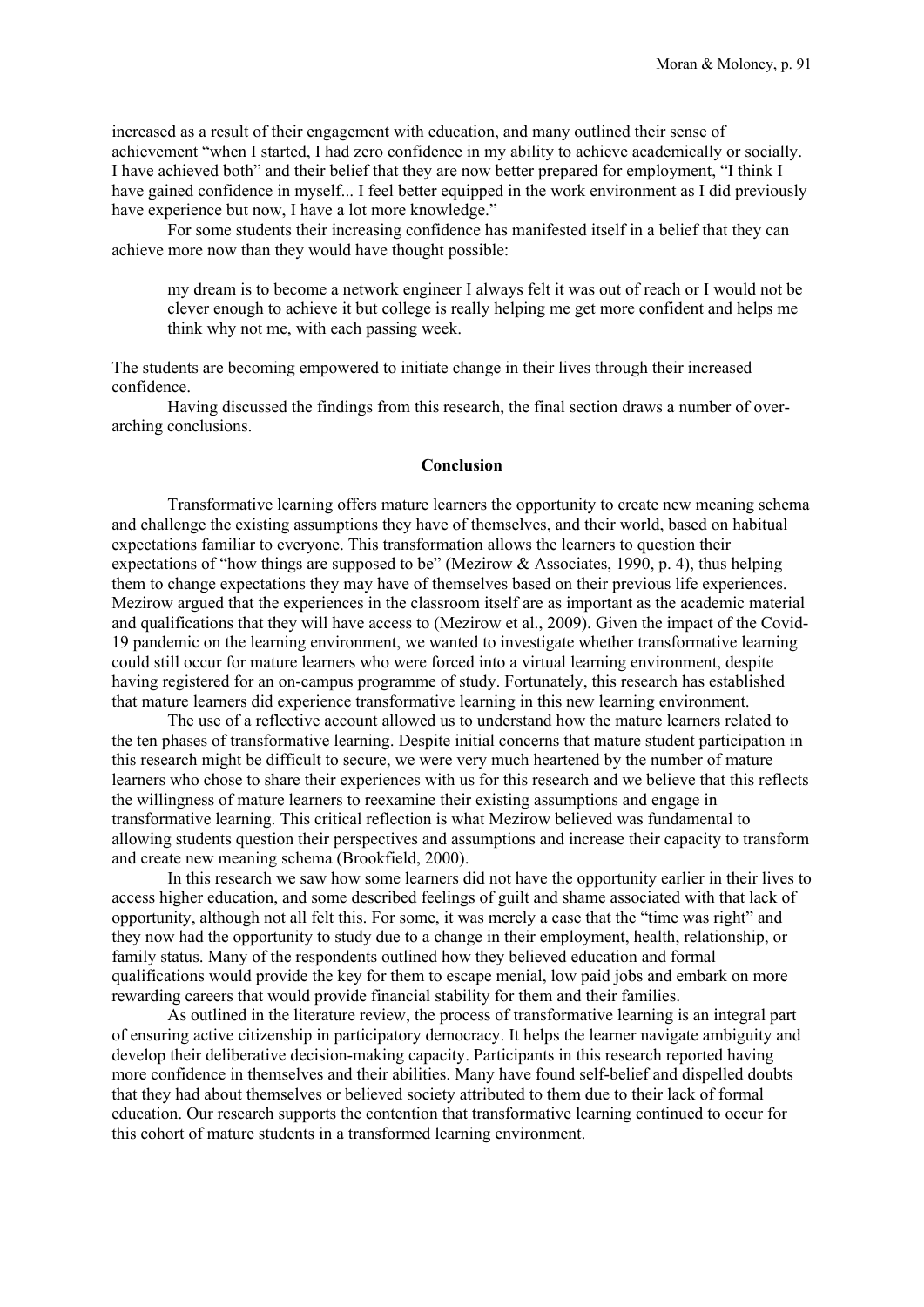increased as a result of their engagement with education, and many outlined their sense of achievement "when I started, I had zero confidence in my ability to achieve academically or socially. I have achieved both" and their belief that they are now better prepared for employment, "I think I have gained confidence in myself... I feel better equipped in the work environment as I did previously have experience but now, I have a lot more knowledge."

For some students their increasing confidence has manifested itself in a belief that they can achieve more now than they would have thought possible:

> my dream is to become a network engineer I always felt it was out of reach or I would not be clever enough to achieve it but college is really helping me get more confident and helps me think why not me, with each passing week.

The students are becoming empowered to initiate change in their lives through their increased confidence.

Having discussed the findings from this research, the final section draws a number of over-arching conclusions.

## Conclusion

Transformative learning offers mature learners the opportunity to create new meaning schema and challenge the existing assumptions they have of themselves, and their world, based on habitual expectations familiar to everyone. This transformation allows the learners to question their expectations of "how things are supposed to be" (Mezirow & Associates, 1990, p. 4), thus helping them to change expectations they may have of themselves based on their previous life experiences. Mezirow argued that the experiences in the classroom itself are as important as the academic material and qualifications that they will have access to (Mezirow et al., 2009). Given the impact of the Covid-19 pandemic on the learning environment, we wanted to investigate whether transformative learning could still occur for mature learners who were forced into a virtual learning environment, despite having registered for an on-campus programme of study. Fortunately, this research has established that mature learners did experience transformative learning in this new learning environment.

The use of a reflective account allowed us to understand how the mature learners related to the ten phases of transformative learning. Despite initial concerns that mature student participation in this research might be difficult to secure, we were very much heartened by the number of mature learners who chose to share their experiences with us for this research and we believe that this reflects the willingness of mature learners to reexamine their existing assumptions and engage in transformative learning. This critical reflection is what Mezirow believed was fundamental to allowing students question their perspectives and assumptions and increase their capacity to transform and create new meaning schema (Brookfield, 2000).

In this research we saw how some learners did not have the opportunity earlier in their lives to access higher education, and some described feelings of guilt and shame associated with that lack of opportunity, although not all felt this. For some, it was merely a case that the "time was right" and they now had the opportunity to study due to a change in their employment, health, relationship, or family status. Many of the respondents outlined how they believed education and formal qualifications would provide the key for them to escape menial, low paid jobs and embark on more rewarding careers that would provide financial stability for them and their families.

As outlined in the literature review, the process of transformative learning is an integral part of ensuring active citizenship in participatory democracy. It helps the learner navigate ambiguity and develop their deliberative decision-making capacity. Participants in this research reported having more confidence in themselves and their abilities. Many have found self-belief and dispelled doubts that they had about themselves or believed society attributed to them due to their lack of formal education. Our research supports the contention that transformative learning continued to occur for this cohort of mature students in a transformed learning environment.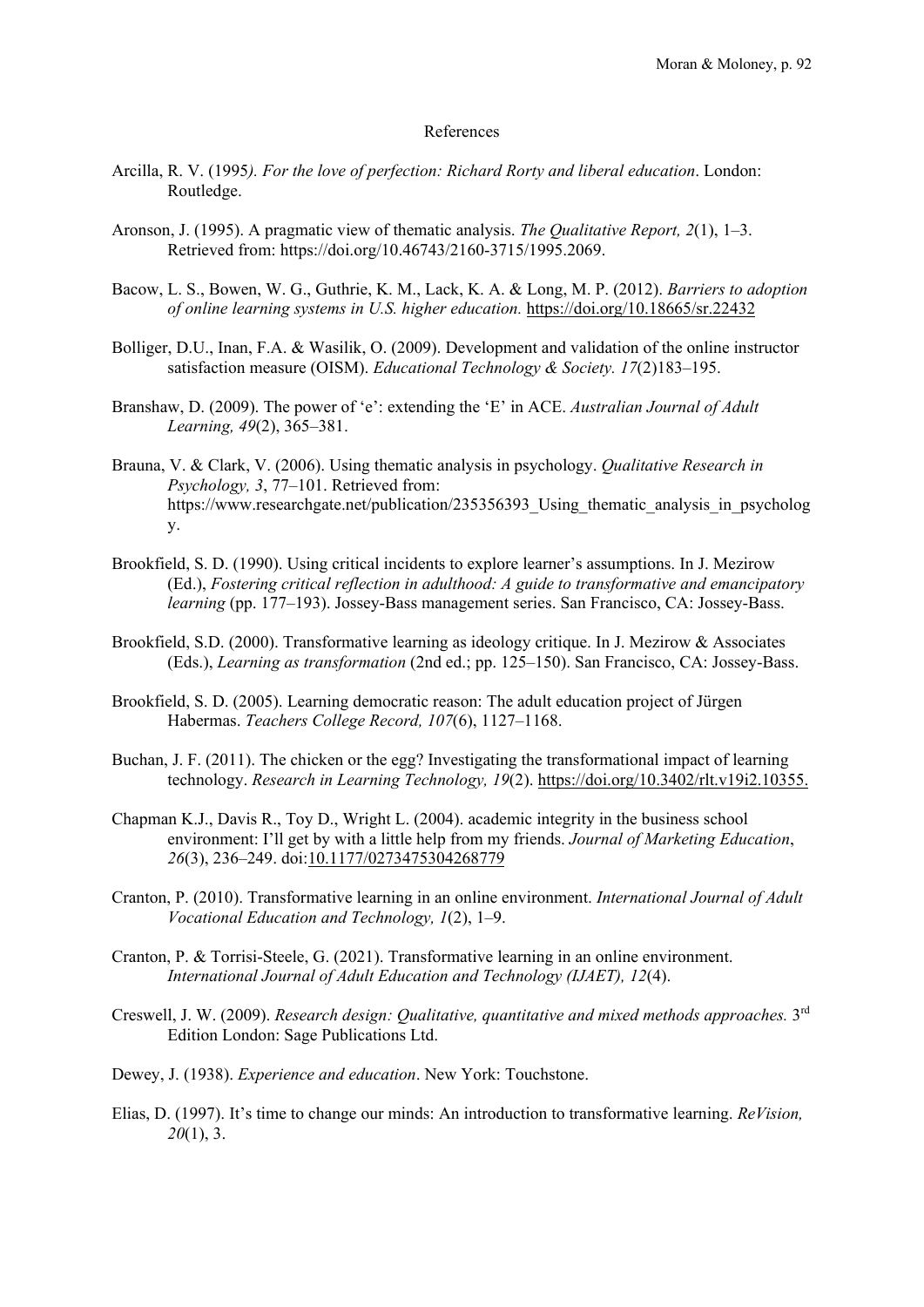# References

Arcilla, R. V. (1995*). For the love of perfection: Richard Rorty and liberal education*. London: Routledge.

Aronson, J. (1995). A pragmatic view of thematic analysis. *The Qualitative Report, 2*(1), 1–3. Retrieved from: https://doi.org/10.46743/2160-3715/1995.2069.

Bacow, L. S., Bowen, W. G., Guthrie, K. M., Lack, K. A. & Long, M. P. (2012). *Barriers to adoption of online learning systems in U.S. higher education.* https://doi.org/10.18665/sr.22432

Bolliger, D.U., Inan, F.A. & Wasilik, O. (2009). Development and validation of the online instructor satisfaction measure (OISM). *Educational Technology & Society. 17*(2)183–195.

Branshaw, D. (2009). The power of 'e': extending the 'E' in ACE. *Australian Journal of Adult Learning, 49*(2), 365–381.

Brauna, V. & Clark, V. (2006). Using thematic analysis in psychology. *Qualitative Research in Psychology, 3*, 77–101. Retrieved from: https://www.researchgate.net/publication/235356393_Using_thematic_analysis_in_psychology.

Brookfield, S. D. (1990). Using critical incidents to explore learner's assumptions. In J. Mezirow (Ed.), *Fostering critical reflection in adulthood: A guide to transformative and emancipatory learning* (pp. 177–193). Jossey-Bass management series. San Francisco, CA: Jossey-Bass.

Brookfield, S.D. (2000). Transformative learning as ideology critique. In J. Mezirow & Associates (Eds.), *Learning as transformation* (2nd ed.; pp. 125–150). San Francisco, CA: Jossey-Bass.

Brookfield, S. D. (2005). Learning democratic reason: The adult education project of Jürgen Habermas. *Teachers College Record, 107*(6), 1127–1168.

Buchan, J. F. (2011). The chicken or the egg? Investigating the transformational impact of learning technology. *Research in Learning Technology, 19*(2). https://doi.org/10.3402/rlt.v19i2.10355.

Chapman K.J., Davis R., Toy D., Wright L. (2004). academic integrity in the business school environment: I'll get by with a little help from my friends. *Journal of Marketing Education*, *26*(3), 236–249. doi:10.1177/0273475304268779

Cranton, P. (2010). Transformative learning in an online environment. *International Journal of Adult Vocational Education and Technology, 1*(2), 1–9.

Cranton, P. & Torrisi-Steele, G. (2021). Transformative learning in an online environment. *International Journal of Adult Education and Technology (IJAET), 12*(4).

Creswell, J. W. (2009). *Research design: Qualitative, quantitative and mixed methods approaches.* 3rd Edition London: Sage Publications Ltd.

Dewey, J. (1938). *Experience and education*. New York: Touchstone.

Elias, D. (1997). It's time to change our minds: An introduction to transformative learning. *ReVision, 20*(1), 3.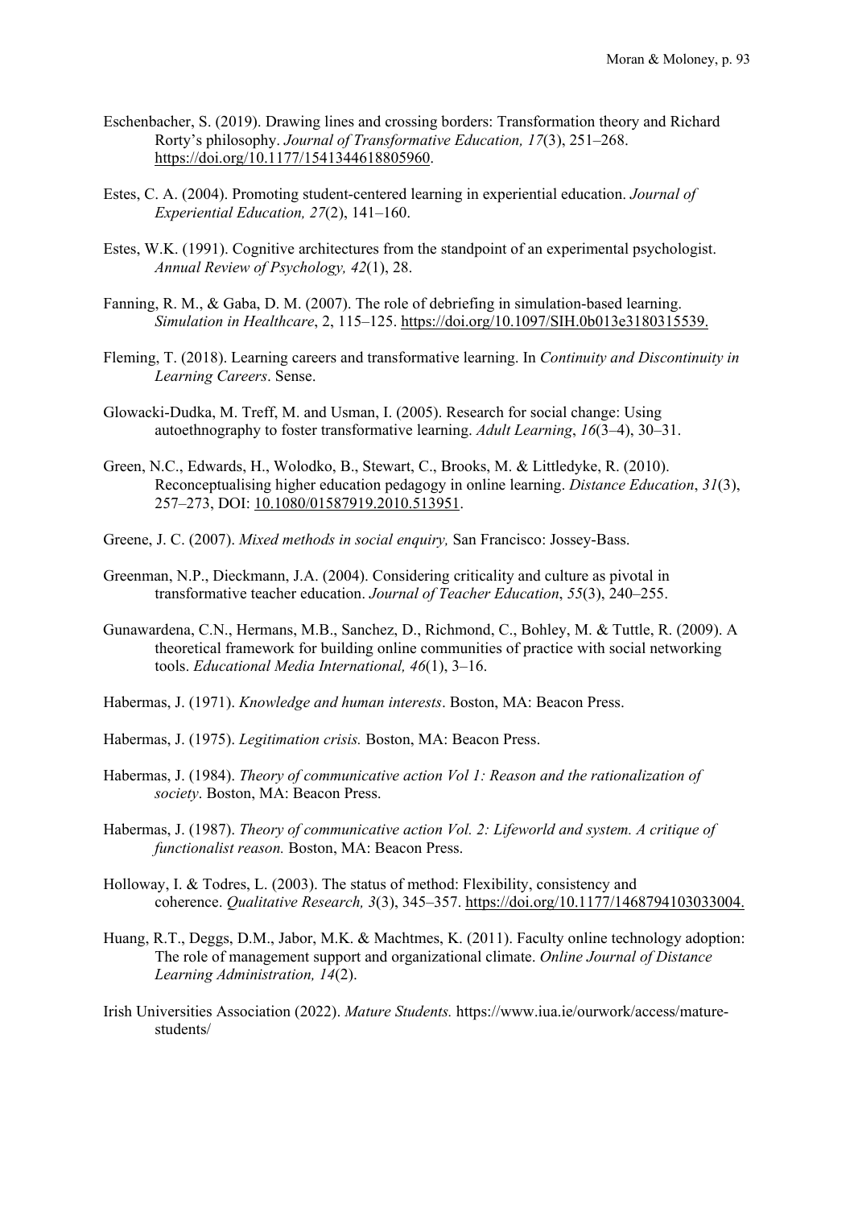Eschenbacher, S. (2019). Drawing lines and crossing borders: Transformation theory and Richard Rorty's philosophy. *Journal of Transformative Education, 17*(3), 251–268. https://doi.org/10.1177/1541344618805960.

Estes, C. A. (2004). Promoting student-centered learning in experiential education. *Journal of Experiential Education, 27*(2), 141–160.

Estes, W.K. (1991). Cognitive architectures from the standpoint of an experimental psychologist. *Annual Review of Psychology, 42*(1), 28.

Fanning, R. M., & Gaba, D. M. (2007). The role of debriefing in simulation-based learning. *Simulation in Healthcare*, 2, 115–125. https://doi.org/10.1097/SIH.0b013e3180315539.

Fleming, T. (2018). Learning careers and transformative learning. In *Continuity and Discontinuity in Learning Careers*. Sense.

Glowacki-Dudka, M. Treff, M. and Usman, I. (2005). Research for social change: Using autoethnography to foster transformative learning. *Adult Learning*, *16*(3–4), 30–31.

Green, N.C., Edwards, H., Wolodko, B., Stewart, C., Brooks, M. & Littledyke, R. (2010). Reconceptualising higher education pedagogy in online learning. *Distance Education*, *31*(3), 257–273, DOI: 10.1080/01587919.2010.513951.

Greene, J. C. (2007). *Mixed methods in social enquiry,* San Francisco: Jossey-Bass.

Greenman, N.P., Dieckmann, J.A. (2004). Considering criticality and culture as pivotal in transformative teacher education. *Journal of Teacher Education*, *55*(3), 240–255.

Gunawardena, C.N., Hermans, M.B., Sanchez, D., Richmond, C., Bohley, M. & Tuttle, R. (2009). A theoretical framework for building online communities of practice with social networking tools. *Educational Media International, 46*(1), 3–16.

Habermas, J. (1971). *Knowledge and human interests*. Boston, MA: Beacon Press.

Habermas, J. (1975). *Legitimation crisis.* Boston, MA: Beacon Press.

Habermas, J. (1984). *Theory of communicative action Vol 1: Reason and the rationalization of society*. Boston, MA: Beacon Press.

Habermas, J. (1987). *Theory of communicative action Vol. 2: Lifeworld and system. A critique of functionalist reason.* Boston, MA: Beacon Press.

Holloway, I. & Todres, L. (2003). The status of method: Flexibility, consistency and coherence. *Qualitative Research, 3*(3), 345–357. https://doi.org/10.1177/1468794103033004.

Huang, R.T., Deggs, D.M., Jabor, M.K. & Machtmes, K. (2011). Faculty online technology adoption: The role of management support and organizational climate. *Online Journal of Distance Learning Administration, 14*(2).

Irish Universities Association (2022). *Mature Students.* https://www.iua.ie/ourwork/access/mature-students/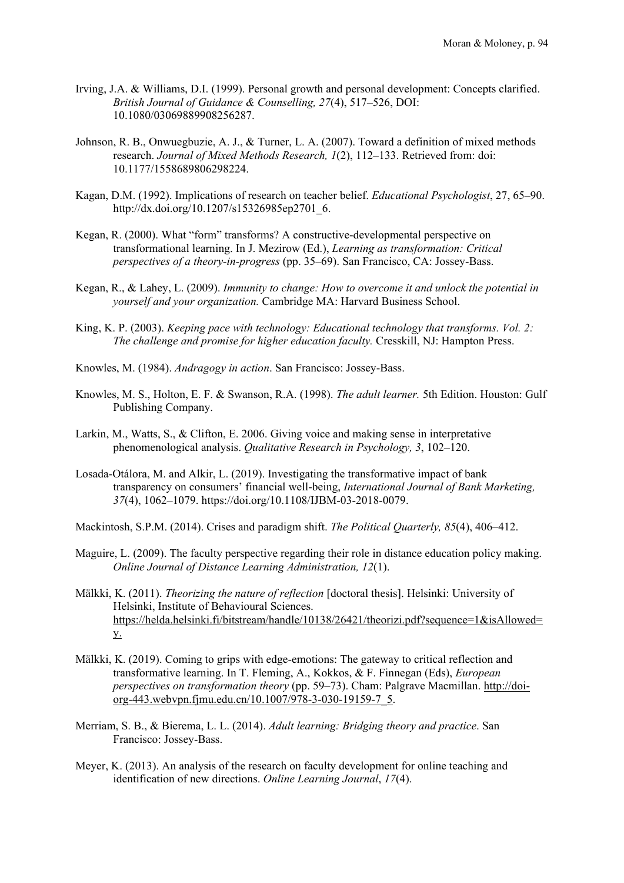Irving, J.A. & Williams, D.I. (1999). Personal growth and personal development: Concepts clarified. *British Journal of Guidance & Counselling, 27*(4), 517–526, DOI: 10.1080/03069889908256287.

Johnson, R. B., Onwuegbuzie, A. J., & Turner, L. A. (2007). Toward a definition of mixed methods research. *Journal of Mixed Methods Research, 1*(2), 112–133. Retrieved from: doi: 10.1177/1558689806298224.

Kagan, D.M. (1992). Implications of research on teacher belief. *Educational Psychologist*, 27, 65–90. http://dx.doi.org/10.1207/s15326985ep2701_6.

Kegan, R. (2000). What "form" transforms? A constructive-developmental perspective on transformational learning. In J. Mezirow (Ed.), *Learning as transformation: Critical perspectives of a theory-in-progress* (pp. 35–69). San Francisco, CA: Jossey-Bass.

Kegan, R., & Lahey, L. (2009). *Immunity to change: How to overcome it and unlock the potential in yourself and your organization.* Cambridge MA: Harvard Business School.

King, K. P. (2003). *Keeping pace with technology: Educational technology that transforms. Vol. 2: The challenge and promise for higher education faculty.* Cresskill, NJ: Hampton Press.

Knowles, M. (1984). *Andragogy in action*. San Francisco: Jossey-Bass.

Knowles, M. S., Holton, E. F. & Swanson, R.A. (1998). *The adult learner.* 5th Edition. Houston: Gulf Publishing Company.

Larkin, M., Watts, S., & Clifton, E. 2006. Giving voice and making sense in interpretative phenomenological analysis. *Qualitative Research in Psychology, 3*, 102–120.

Losada-Otálora, M. and Alkir, L. (2019). Investigating the transformative impact of bank transparency on consumers' financial well-being, *International Journal of Bank Marketing, 37*(4), 1062–1079. https://doi.org/10.1108/IJBM-03-2018-0079.

Mackintosh, S.P.M. (2014). Crises and paradigm shift. *The Political Quarterly, 85*(4), 406–412.

Maguire, L. (2009). The faculty perspective regarding their role in distance education policy making. *Online Journal of Distance Learning Administration, 12*(1).

Mälkki, K. (2011). *Theorizing the nature of reflection* [doctoral thesis]. Helsinki: University of Helsinki, Institute of Behavioural Sciences. https://helda.helsinki.fi/bitstream/handle/10138/26421/theorizi.pdf?sequence=1&isAllowed=y.

Mälkki, K. (2019). Coming to grips with edge-emotions: The gateway to critical reflection and transformative learning. In T. Fleming, A., Kokkos, & F. Finnegan (Eds), *European perspectives on transformation theory* (pp. 59–73). Cham: Palgrave Macmillan. http://doi-org-443.webvpn.fjmu.edu.cn/10.1007/978-3-030-19159-7_5.

Merriam, S. B., & Bierema, L. L. (2014). *Adult learning: Bridging theory and practice*. San Francisco: Jossey-Bass.

Meyer, K. (2013). An analysis of the research on faculty development for online teaching and identification of new directions. *Online Learning Journal*, *17*(4).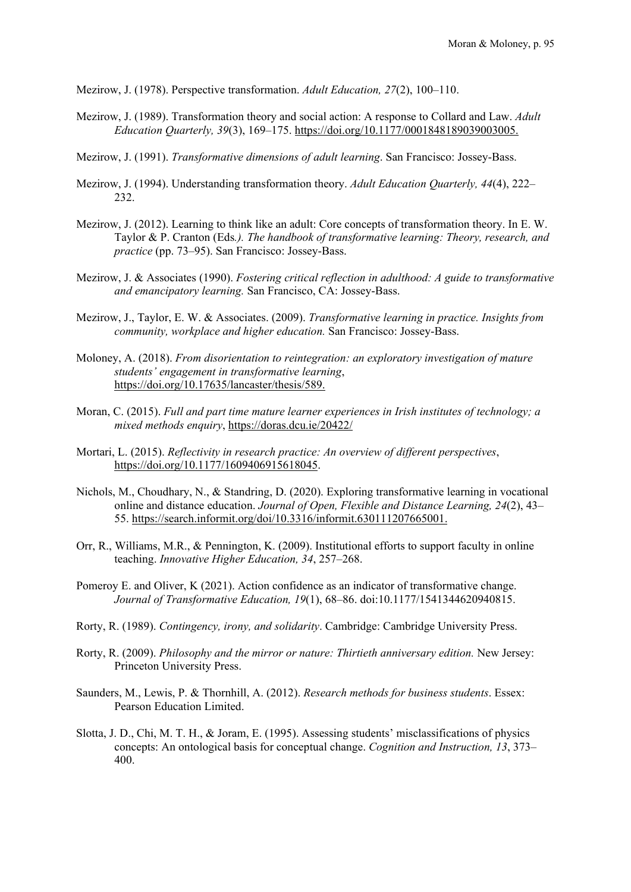Mezirow, J. (1978). Perspective transformation. *Adult Education, 27*(2), 100–110.

Mezirow, J. (1989). Transformation theory and social action: A response to Collard and Law. *Adult Education Quarterly, 39*(3), 169–175. https://doi.org/10.1177/0001848189039003005.

Mezirow, J. (1991). *Transformative dimensions of adult learning*. San Francisco: Jossey-Bass.

Mezirow, J. (1994). Understanding transformation theory. *Adult Education Quarterly, 44*(4), 222–232.

Mezirow, J. (2012). Learning to think like an adult: Core concepts of transformation theory. In E. W. Taylor & P. Cranton (Eds*.). The handbook of transformative learning: Theory, research, and practice* (pp. 73–95). San Francisco: Jossey-Bass.

Mezirow, J. & Associates (1990). *Fostering critical reflection in adulthood: A guide to transformative and emancipatory learning.* San Francisco, CA: Jossey-Bass.

Mezirow, J., Taylor, E. W. & Associates. (2009). *Transformative learning in practice. Insights from community, workplace and higher education.* San Francisco: Jossey-Bass.

Moloney, A. (2018). *From disorientation to reintegration: an exploratory investigation of mature students' engagement in transformative learning*, https://doi.org/10.17635/lancaster/thesis/589.

Moran, C. (2015). *Full and part time mature learner experiences in Irish institutes of technology; a mixed methods enquiry*, https://doras.dcu.ie/20422/

Mortari, L. (2015). *Reflectivity in research practice: An overview of different perspectives*, https://doi.org/10.1177/1609406915618045.

Nichols, M., Choudhary, N., & Standring, D. (2020). Exploring transformative learning in vocational online and distance education. *Journal of Open, Flexible and Distance Learning, 24*(2), 43–55. https://search.informit.org/doi/10.3316/informit.630111207665001.

Orr, R., Williams, M.R., & Pennington, K. (2009). Institutional efforts to support faculty in online teaching. *Innovative Higher Education, 34*, 257–268.

Pomeroy E. and Oliver, K (2021). Action confidence as an indicator of transformative change. *Journal of Transformative Education, 19*(1), 68–86. doi:10.1177/1541344620940815.

Rorty, R. (1989). *Contingency, irony, and solidarity*. Cambridge: Cambridge University Press.

Rorty, R. (2009). *Philosophy and the mirror or nature: Thirtieth anniversary edition.* New Jersey: Princeton University Press.

Saunders, M., Lewis, P. & Thornhill, A. (2012). *Research methods for business students*. Essex: Pearson Education Limited.

Slotta, J. D., Chi, M. T. H., & Joram, E. (1995). Assessing students' misclassifications of physics concepts: An ontological basis for conceptual change. *Cognition and Instruction, 13*, 373–400.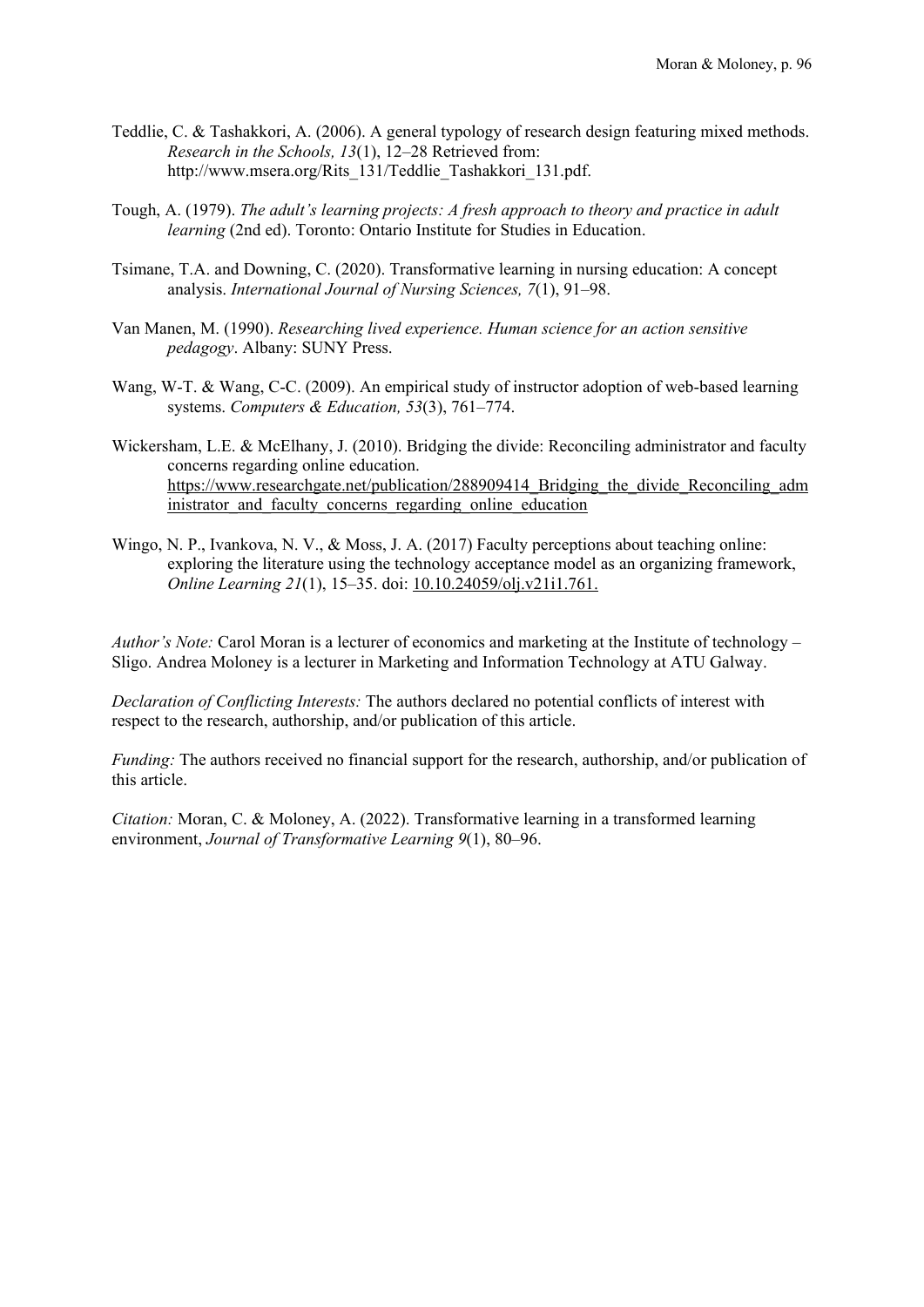Teddlie, C. & Tashakkori, A. (2006). A general typology of research design featuring mixed methods. *Research in the Schools, 13*(1), 12–28 Retrieved from: http://www.msera.org/Rits_131/Teddlie_Tashakkori_131.pdf.

Tough, A. (1979). *The adult's learning projects: A fresh approach to theory and practice in adult learning* (2nd ed). Toronto: Ontario Institute for Studies in Education.

Tsimane, T.A. and Downing, C. (2020). Transformative learning in nursing education: A concept analysis. *International Journal of Nursing Sciences, 7*(1), 91–98.

Van Manen, M. (1990). *Researching lived experience. Human science for an action sensitive pedagogy*. Albany: SUNY Press.

Wang, W-T. & Wang, C-C. (2009). An empirical study of instructor adoption of web-based learning systems. *Computers & Education, 53*(3), 761–774.

Wickersham, L.E. & McElhany, J. (2010). Bridging the divide: Reconciling administrator and faculty concerns regarding online education. https://www.researchgate.net/publication/288909414_Bridging_the_divide_Reconciling_administrator_and_faculty_concerns_regarding_online_education

Wingo, N. P., Ivankova, N. V., & Moss, J. A. (2017) Faculty perceptions about teaching online: exploring the literature using the technology acceptance model as an organizing framework, *Online Learning 21*(1), 15–35. doi: 10.10.24059/olj.v21i1.761.

*Author's Note:* Carol Moran is a lecturer of economics and marketing at the Institute of technology – Sligo. Andrea Moloney is a lecturer in Marketing and Information Technology at ATU Galway.

*Declaration of Conflicting Interests:* The authors declared no potential conflicts of interest with respect to the research, authorship, and/or publication of this article.

*Funding:* The authors received no financial support for the research, authorship, and/or publication of this article.

*Citation:* Moran, C. & Moloney, A. (2022). Transformative learning in a transformed learning environment, *Journal of Transformative Learning 9*(1), 80–96.